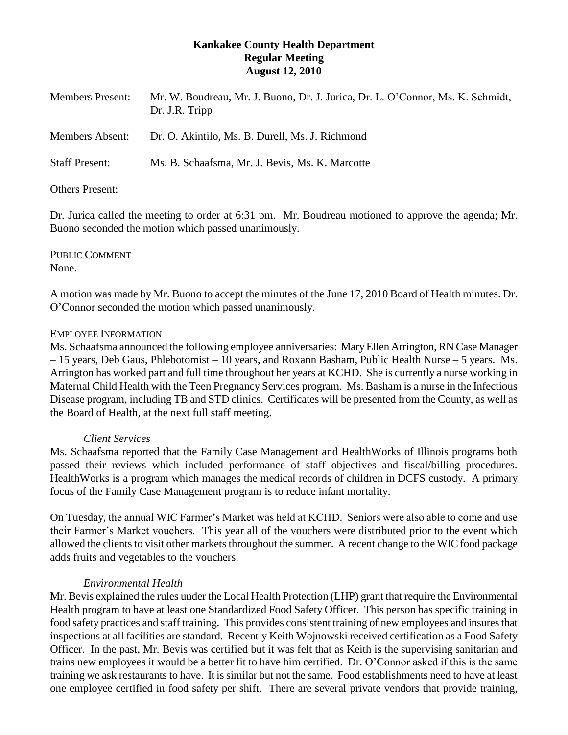**Kankakee County Health Department**
**Regular Meeting**
**August 12, 2010**

Members Present: Mr. W. Boudreau, Mr. J. Buono, Dr. J. Jurica, Dr. L. O'Connor, Ms. K. Schmidt, Dr. J.R. Tripp

Members Absent: Dr. O. Akintilo, Ms. B. Durell, Ms. J. Richmond

Staff Present: Ms. B. Schaafsma, Mr. J. Bevis, Ms. K. Marcotte

Others Present:

Dr. Jurica called the meeting to order at 6:31 pm. Mr. Boudreau motioned to approve the agenda; Mr. Buono seconded the motion which passed unanimously.

PUBLIC COMMENT
None.

A motion was made by Mr. Buono to accept the minutes of the June 17, 2010 Board of Health minutes. Dr. O'Connor seconded the motion which passed unanimously.

EMPLOYEE INFORMATION
Ms. Schaafsma announced the following employee anniversaries: Mary Ellen Arrington, RN Case Manager – 15 years, Deb Gaus, Phlebotomist – 10 years, and Roxann Basham, Public Health Nurse – 5 years. Ms. Arrington has worked part and full time throughout her years at KCHD. She is currently a nurse working in Maternal Child Health with the Teen Pregnancy Services program. Ms. Basham is a nurse in the Infectious Disease program, including TB and STD clinics. Certificates will be presented from the County, as well as the Board of Health, at the next full staff meeting.

*Client Services*
Ms. Schaafsma reported that the Family Case Management and HealthWorks of Illinois programs both passed their reviews which included performance of staff objectives and fiscal/billing procedures. HealthWorks is a program which manages the medical records of children in DCFS custody. A primary focus of the Family Case Management program is to reduce infant mortality.

On Tuesday, the annual WIC Farmer's Market was held at KCHD. Seniors were also able to come and use their Farmer's Market vouchers. This year all of the vouchers were distributed prior to the event which allowed the clients to visit other markets throughout the summer. A recent change to the WIC food package adds fruits and vegetables to the vouchers.

*Environmental Health*
Mr. Bevis explained the rules under the Local Health Protection (LHP) grant that require the Environmental Health program to have at least one Standardized Food Safety Officer. This person has specific training in food safety practices and staff training. This provides consistent training of new employees and insures that inspections at all facilities are standard. Recently Keith Wojnowski received certification as a Food Safety Officer. In the past, Mr. Bevis was certified but it was felt that as Keith is the supervising sanitarian and trains new employees it would be a better fit to have him certified. Dr. O'Connor asked if this is the same training we ask restaurants to have. It is similar but not the same. Food establishments need to have at least one employee certified in food safety per shift. There are several private vendors that provide training,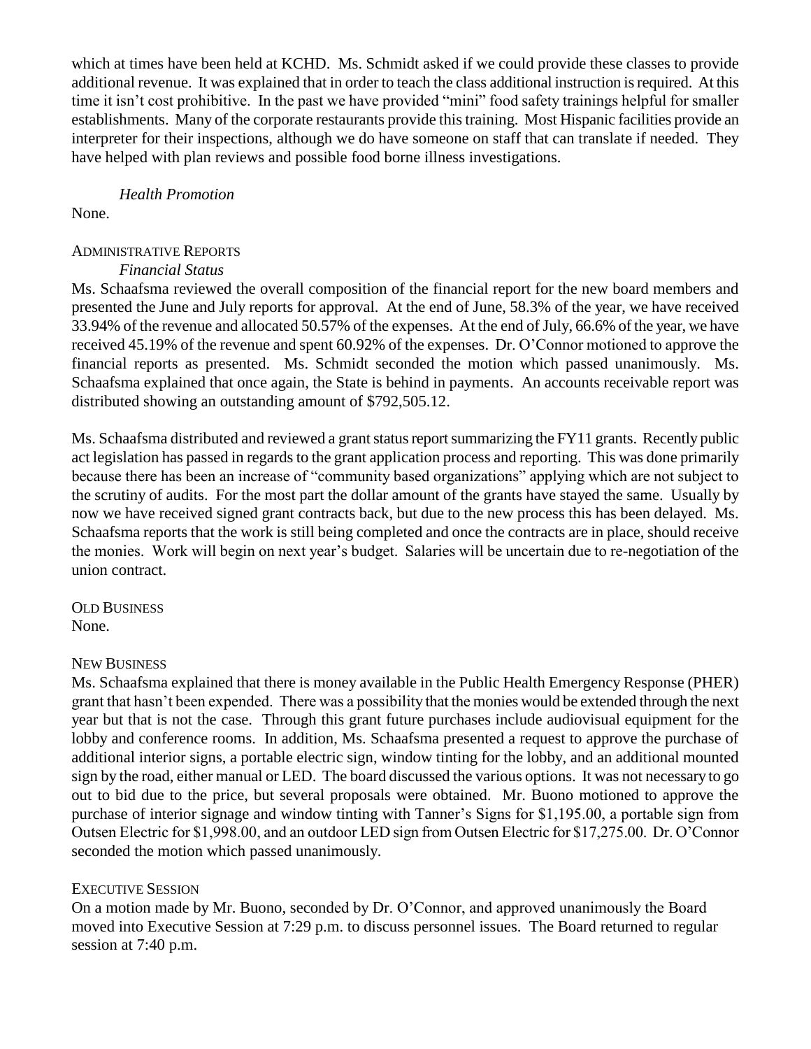which at times have been held at KCHD. Ms. Schmidt asked if we could provide these classes to provide additional revenue. It was explained that in order to teach the class additional instruction is required. At this time it isn't cost prohibitive. In the past we have provided "mini" food safety trainings helpful for smaller establishments. Many of the corporate restaurants provide this training. Most Hispanic facilities provide an interpreter for their inspections, although we do have someone on staff that can translate if needed. They have helped with plan reviews and possible food borne illness investigations.

*Health Promotion*

None.

## ADMINISTRATIVE REPORTS

*Financial Status*

Ms. Schaafsma reviewed the overall composition of the financial report for the new board members and presented the June and July reports for approval. At the end of June, 58.3% of the year, we have received 33.94% of the revenue and allocated 50.57% of the expenses. At the end of July, 66.6% of the year, we have received 45.19% of the revenue and spent 60.92% of the expenses. Dr. O'Connor motioned to approve the financial reports as presented. Ms. Schmidt seconded the motion which passed unanimously. Ms. Schaafsma explained that once again, the State is behind in payments. An accounts receivable report was distributed showing an outstanding amount of $792,505.12.

Ms. Schaafsma distributed and reviewed a grant status report summarizing the FY11 grants. Recently public act legislation has passed in regards to the grant application process and reporting. This was done primarily because there has been an increase of "community based organizations" applying which are not subject to the scrutiny of audits. For the most part the dollar amount of the grants have stayed the same. Usually by now we have received signed grant contracts back, but due to the new process this has been delayed. Ms. Schaafsma reports that the work is still being completed and once the contracts are in place, should receive the monies. Work will begin on next year's budget. Salaries will be uncertain due to re-negotiation of the union contract.

## OLD BUSINESS

None.

## NEW BUSINESS

Ms. Schaafsma explained that there is money available in the Public Health Emergency Response (PHER) grant that hasn't been expended. There was a possibility that the monies would be extended through the next year but that is not the case. Through this grant future purchases include audiovisual equipment for the lobby and conference rooms. In addition, Ms. Schaafsma presented a request to approve the purchase of additional interior signs, a portable electric sign, window tinting for the lobby, and an additional mounted sign by the road, either manual or LED. The board discussed the various options. It was not necessary to go out to bid due to the price, but several proposals were obtained. Mr. Buono motioned to approve the purchase of interior signage and window tinting with Tanner's Signs for $1,195.00, a portable sign from Outsen Electric for $1,998.00, and an outdoor LED sign from Outsen Electric for $17,275.00. Dr. O'Connor seconded the motion which passed unanimously.

## EXECUTIVE SESSION

On a motion made by Mr. Buono, seconded by Dr. O'Connor, and approved unanimously the Board moved into Executive Session at 7:29 p.m. to discuss personnel issues. The Board returned to regular session at 7:40 p.m.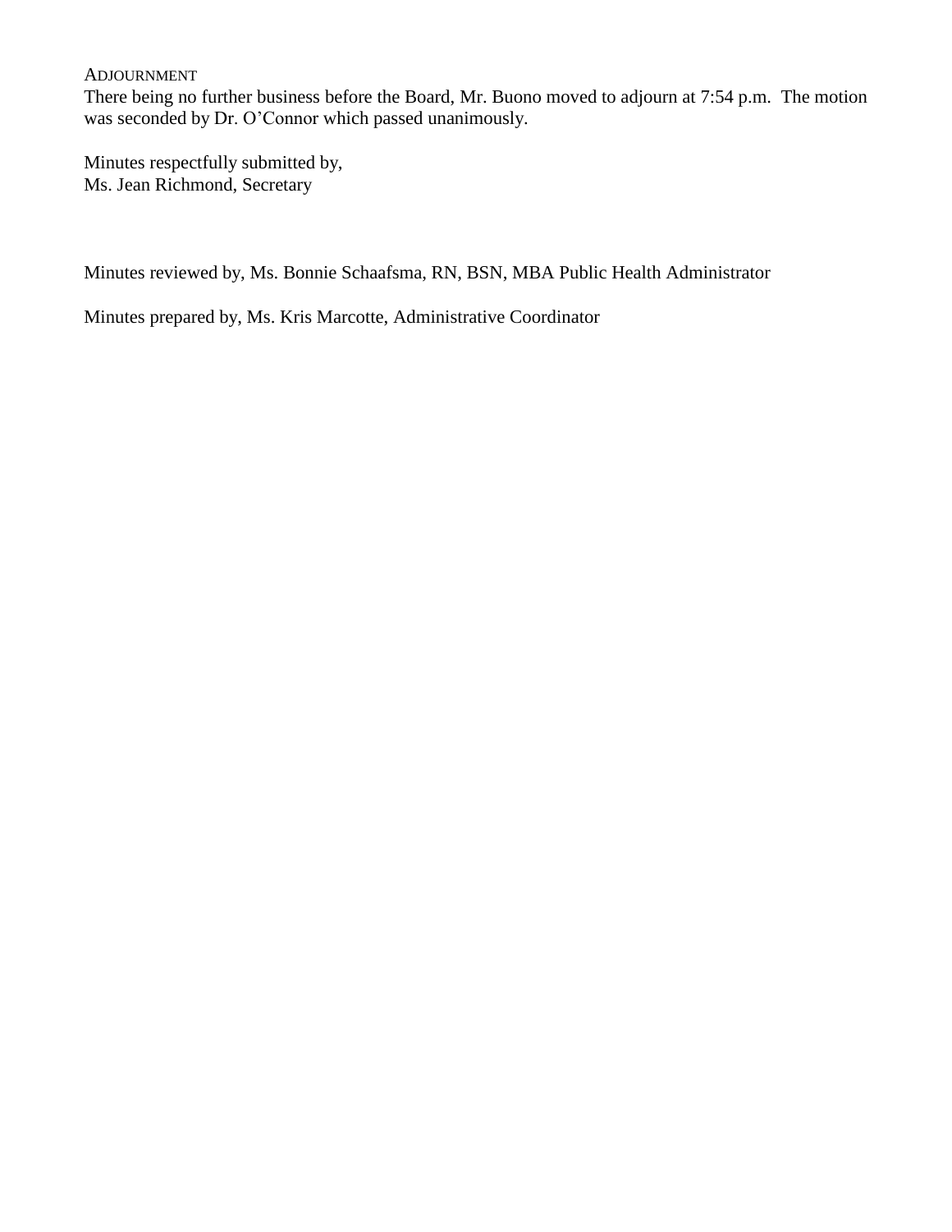ADJOURNMENT

There being no further business before the Board, Mr. Buono moved to adjourn at 7:54 p.m. The motion was seconded by Dr. O'Connor which passed unanimously.

Minutes respectfully submitted by,
Ms. Jean Richmond, Secretary

Minutes reviewed by, Ms. Bonnie Schaafsma, RN, BSN, MBA Public Health Administrator

Minutes prepared by, Ms. Kris Marcotte, Administrative Coordinator